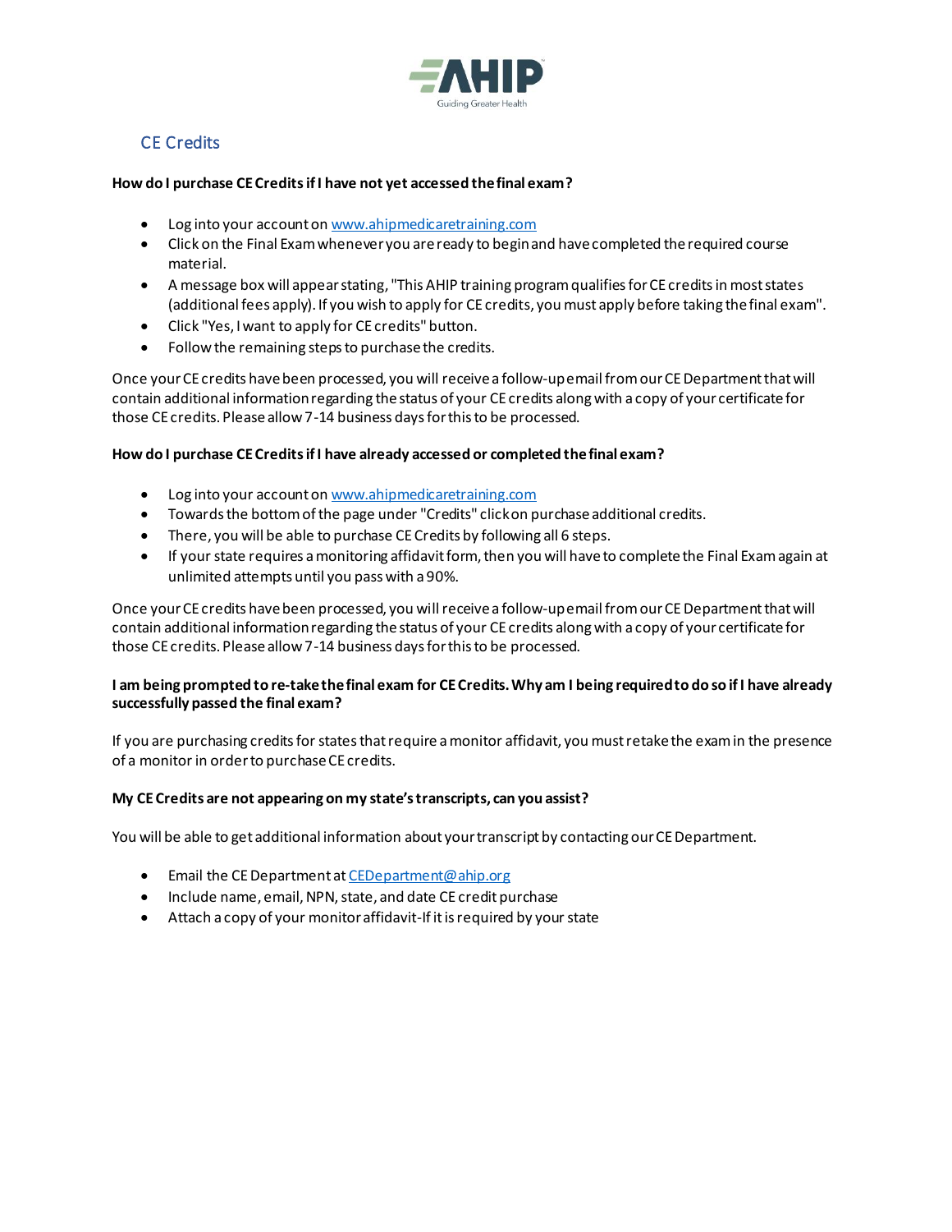## CE Credits

**How do I purchase CE Credits if I have not yet accessed the final exam?**

- Log into your account on www.ahipmedicaretraining.com
- Click on the Final Exam whenever you are ready to begin and have completed the required course material.
- A message box will appear stating, "This AHIP training program qualifies for CE credits in most states (additional fees apply). If you wish to apply for CE credits, you must apply before taking the final exam".
- Click "Yes, I want to apply for CE credits" button.
- Follow the remaining steps to purchase the credits.

Once your CE credits have been processed, you will receive a follow-up email from our CE Department that will contain additional information regarding the status of your CE credits along with a copy of your certificate for those CE credits. Please allow 7-14 business days for this to be processed.

**How do I purchase CE Credits if I have already accessed or completed the final exam?**

- Log into your account on www.ahipmedicaretraining.com
- Towards the bottom of the page under "Credits" click on purchase additional credits.
- There, you will be able to purchase CE Credits by following all 6 steps.
- If your state requires a monitoring affidavit form, then you will have to complete the Final Exam again at unlimited attempts until you pass with a 90%.

Once your CE credits have been processed, you will receive a follow-up email from our CE Department that will contain additional information regarding the status of your CE credits along with a copy of your certificate for those CE credits. Please allow 7-14 business days for this to be processed.

**I am being prompted to re-take the final exam for CE Credits. Why am I being required to do so if I have already successfully passed the final exam?**

If you are purchasing credits for states that require a monitor affidavit, you must retake the exam in the presence of a monitor in order to purchase CE credits.

**My CE Credits are not appearing on my state's transcripts, can you assist?**

You will be able to get additional information about your transcript by contacting our CE Department.

- Email the CE Department at CEDepartment@ahip.org
- Include name, email, NPN, state, and date CE credit purchase
- Attach a copy of your monitor affidavit-If it is required by your state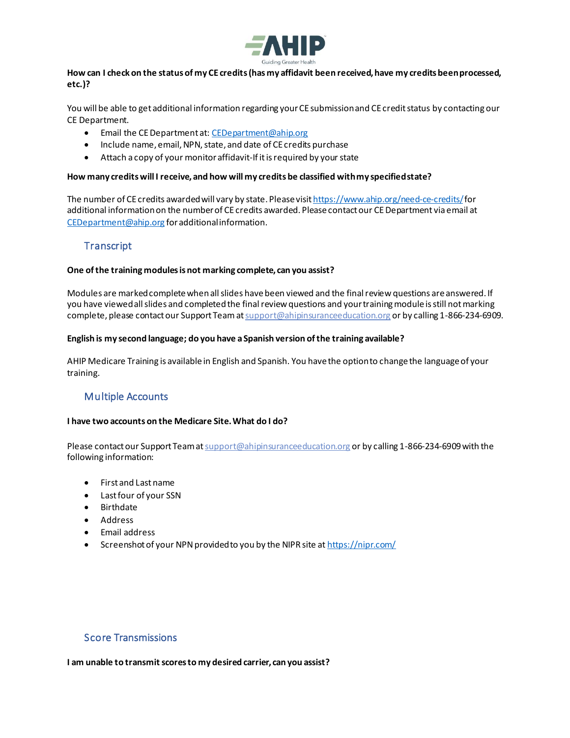**How can I check on the status of my CE credits (has my affidavit been received, have my credits been processed, etc.)?**

You will be able to get additional information regarding your CE submission and CE credit status by contacting our CE Department.

- Email the CE Department at: CEDepartment@ahip.org
- Include name, email, NPN, state, and date of CE credits purchase
- Attach a copy of your monitor affidavit-If it is required by your state

**How many credits will I receive, and how will my credits be classified with my specified state?**

The number of CE credits awarded will vary by state. Please visit https://www.ahip.org/need-ce-credits/ for additional information on the number of CE credits awarded. Please contact our CE Department via email at CEDepartment@ahip.org for additional information.

## Transcript

**One of the training modules is not marking complete, can you assist?**

Modules are marked complete when all slides have been viewed and the final review questions are answered. If you have viewed all slides and completed the final review questions and your training module is still not marking complete, please contact our Support Team at support@ahipinsuranceeducation.org or by calling 1-866-234-6909.

**English is my second language; do you have a Spanish version of the training available?**

AHIP Medicare Training is available in English and Spanish. You have the option to change the language of your training.

## Multiple Accounts

**I have two accounts on the Medicare Site. What do I do?**

Please contact our Support Team at support@ahipinsuranceeducation.org or by calling 1-866-234-6909 with the following information:

- First and Last name
- Last four of your SSN
- Birthdate
- Address
- Email address
- Screenshot of your NPN provided to you by the NIPR site at https://nipr.com/

## Score Transmissions

**I am unable to transmit scores to my desired carrier, can you assist?**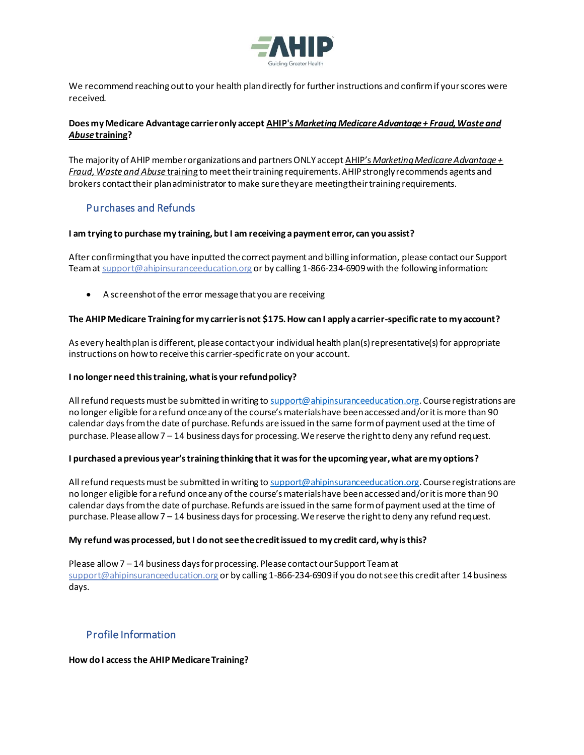We recommend reaching out to your health plan directly for further instructions and confirm if your scores were received.

**Does my Medicare Advantage carrier only accept AHIP's *Marketing Medicare Advantage + Fraud, Waste and Abuse* training?**

The majority of AHIP member organizations and partners ONLY accept AHIP's *Marketing Medicare Advantage + Fraud, Waste and Abuse* training to meet their training requirements. AHIP strongly recommends agents and brokers contact their plan administrator to make sure they are meeting their training requirements.

## Purchases and Refunds

**I am trying to purchase my training, but I am receiving a payment error, can you assist?**

After confirming that you have inputted the correct payment and billing information, please contact our Support Team at support@ahipinsuranceeducation.org or by calling 1-866-234-6909 with the following information:

- A screenshot of the error message that you are receiving

**The AHIP Medicare Training for my carrier is not $175. How can I apply a carrier-specific rate to my account?**

As every health plan is different, please contact your individual health plan(s) representative(s) for appropriate instructions on how to receive this carrier-specific rate on your account.

**I no longer need this training, what is your refund policy?**

All refund requests must be submitted in writing to support@ahipinsuranceeducation.org. Course registrations are no longer eligible for a refund once any of the course's materials have been accessed and/or it is more than 90 calendar days from the date of purchase. Refunds are issued in the same form of payment used at the time of purchase. Please allow 7 – 14 business days for processing. We reserve the right to deny any refund request.

**I purchased a previous year's training thinking that it was for the upcoming year, what are my options?**

All refund requests must be submitted in writing to support@ahipinsuranceeducation.org. Course registrations are no longer eligible for a refund once any of the course's materials have been accessed and/or it is more than 90 calendar days from the date of purchase. Refunds are issued in the same form of payment used at the time of purchase. Please allow 7 – 14 business days for processing. We reserve the right to deny any refund request.

**My refund was processed, but I do not see the credit issued to my credit card, why is this?**

Please allow 7 – 14 business days for processing. Please contact our Support Team at support@ahipinsuranceeducation.org or by calling 1-866-234-6909 if you do not see this credit after 14 business days.

## Profile Information

**How do I access the AHIP Medicare Training?**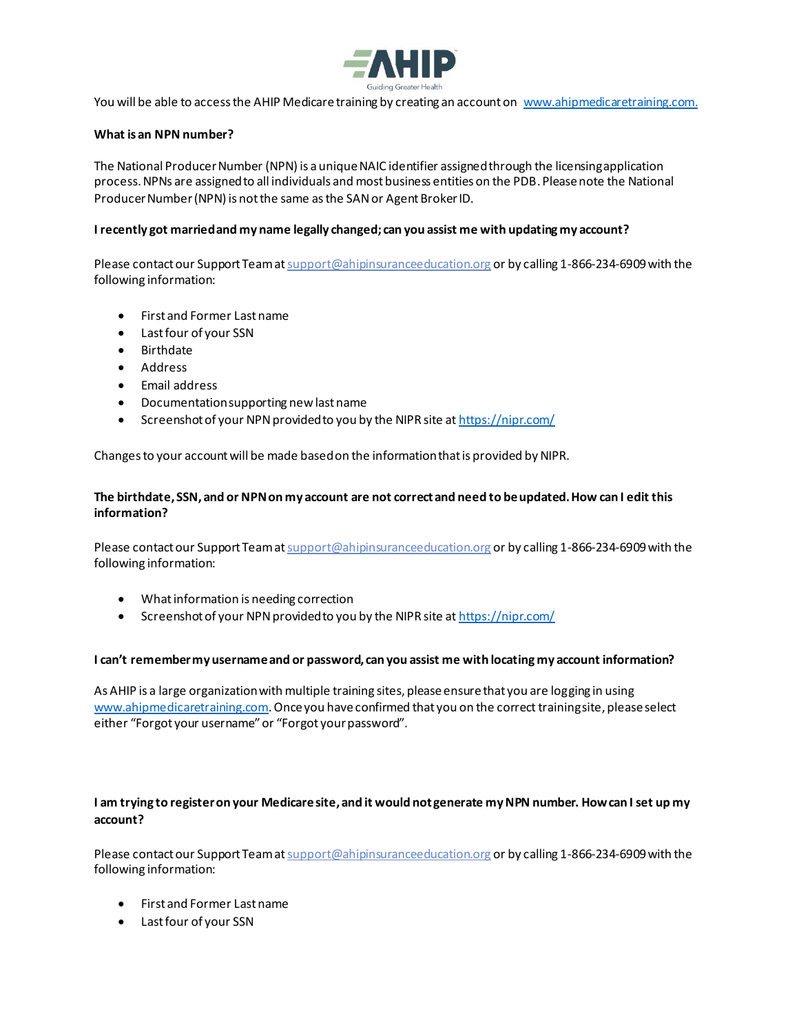**AHIP**

Guiding Greater Health

You will be able to access the AHIP Medicare training by creating an account on [www.ahipmedicaretraining.com.](http://www.ahipmedicaretraining.com)

**What is an NPN number?**

The National Producer Number (NPN) is a unique NAIC identifier assigned through the licensing application process. NPNs are assigned to all individuals and most business entities on the PDB. Please note the National Producer Number (NPN) is not the same as the SAN or Agent Broker ID.

**I recently got married and my name legally changed; can you assist me with updating my account?**

Please contact our Support Team at [support@ahipinsuranceeducation.org](mailto:support@ahipinsuranceeducation.org) or by calling 1-866-234-6909 with the following information:

- First and Former Last name
- Last four of your SSN
- Birthdate
- Address
- Email address
- Documentation supporting new last name
- Screenshot of your NPN provided to you by the NIPR site at [https://nipr.com/](https://nipr.com/)

Changes to your account will be made based on the information that is provided by NIPR.

**The birthdate, SSN, and or NPN on my account are not correct and need to be updated. How can I edit this information?**

Please contact our Support Team at [support@ahipinsuranceeducation.org](mailto:support@ahipinsuranceeducation.org) or by calling 1-866-234-6909 with the following information:

- What information is needing correction
- Screenshot of your NPN provided to you by the NIPR site at [https://nipr.com/](https://nipr.com/)

**I can't remember my username and or password, can you assist me with locating my account information?**

As AHIP is a large organization with multiple training sites, please ensure that you are logging in using [www.ahipmedicaretraining.com](http://www.ahipmedicaretraining.com). Once you have confirmed that you on the correct training site, please select either "Forgot your username" or "Forgot your password".

**I am trying to register on your Medicare site, and it would not generate my NPN number. How can I set up my account?**

Please contact our Support Team at [support@ahipinsuranceeducation.org](mailto:support@ahipinsuranceeducation.org) or by calling 1-866-234-6909 with the following information:

- First and Former Last name
- Last four of your SSN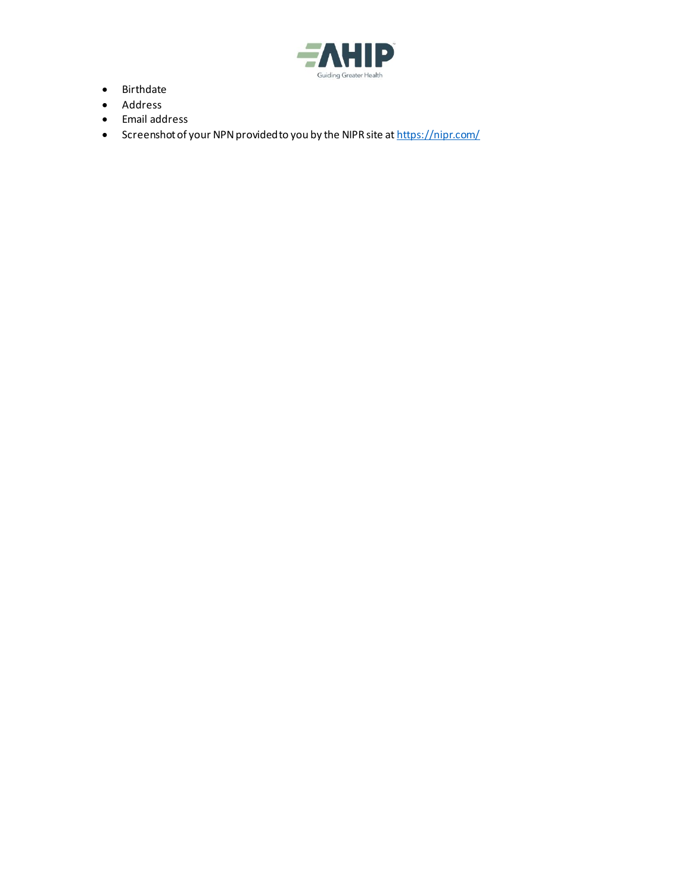- Birthdate
- Address
- Email address
- Screenshot of your NPN provided to you by the NIPR site at [https://nipr.com/](https://nipr.com/)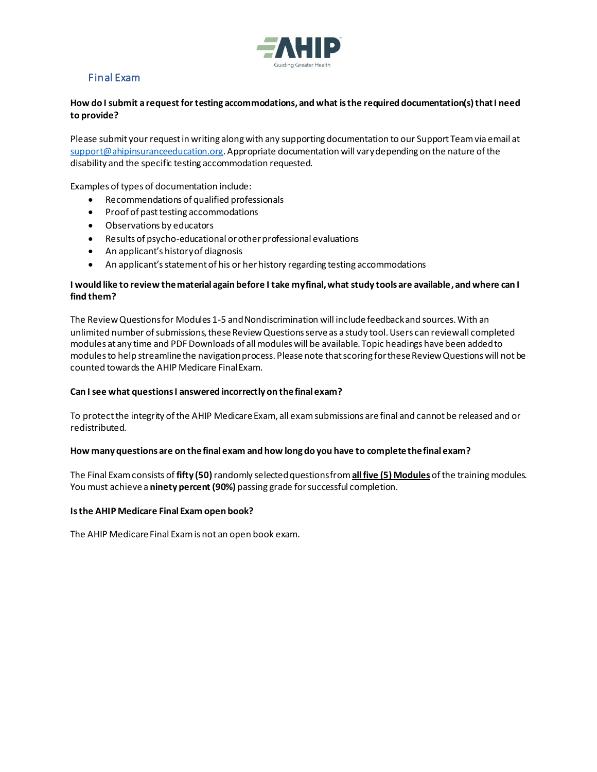## Final Exam

**How do I submit a request for testing accommodations, and what is the required documentation(s) that I need to provide?**

Please submit your request in writing along with any supporting documentation to our Support Team via email at support@ahipinsuranceeducation.org. Appropriate documentation will vary depending on the nature of the disability and the specific testing accommodation requested.

Examples of types of documentation include:

- Recommendations of qualified professionals
- Proof of past testing accommodations
- Observations by educators
- Results of psycho-educational or other professional evaluations
- An applicant's history of diagnosis
- An applicant's statement of his or her history regarding testing accommodations

**I would like to review the material again before I take my final, what study tools are available, and where can I find them?**

The Review Questions for Modules 1-5 and Nondiscrimination will include feedback and sources. With an unlimited number of submissions, these Review Questions serve as a study tool. Users can review all completed modules at any time and PDF Downloads of all modules will be available. Topic headings have been added to modules to help streamline the navigation process. Please note that scoring for these Review Questions will not be counted towards the AHIP Medicare Final Exam.

**Can I see what questions I answered incorrectly on the final exam?**

To protect the integrity of the AHIP Medicare Exam, all exam submissions are final and cannot be released and or redistributed.

**How many questions are on the final exam and how long do you have to complete the final exam?**

The Final Exam consists of **fifty (50)** randomly selected questions from **<u>all five (5) Modules</u>** of the training modules. You must achieve a **ninety percent (90%)** passing grade for successful completion.

**Is the AHIP Medicare Final Exam open book?**

The AHIP Medicare Final Exam is not an open book exam.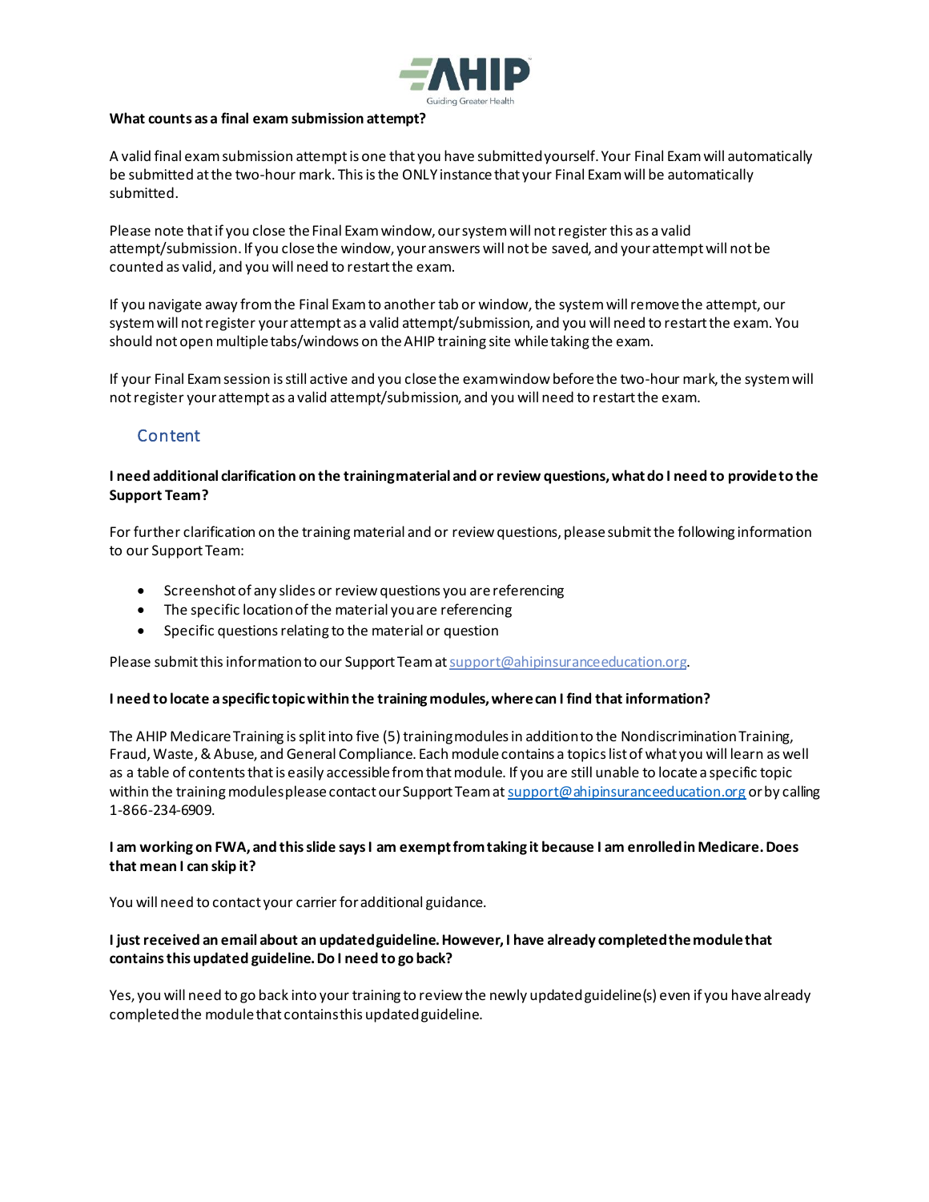**What counts as a final exam submission attempt?**

A valid final exam submission attempt is one that you have submitted yourself. Your Final Exam will automatically be submitted at the two-hour mark. This is the ONLY instance that your Final Exam will be automatically submitted.

Please note that if you close the Final Exam window, our system will not register this as a valid attempt/submission. If you close the window, your answers will not be saved, and your attempt will not be counted as valid, and you will need to restart the exam.

If you navigate away from the Final Exam to another tab or window, the system will remove the attempt, our system will not register your attempt as a valid attempt/submission, and you will need to restart the exam. You should not open multiple tabs/windows on the AHIP training site while taking the exam.

If your Final Exam session is still active and you close the exam window before the two-hour mark, the system will not register your attempt as a valid attempt/submission, and you will need to restart the exam.

## Content

**I need additional clarification on the training material and or review questions, what do I need to provide to the Support Team?**

For further clarification on the training material and or review questions, please submit the following information to our Support Team:

- Screenshot of any slides or review questions you are referencing
- The specific location of the material you are referencing
- Specific questions relating to the material or question

Please submit this information to our Support Team at support@ahipinsuranceeducation.org.

**I need to locate a specific topic within the training modules, where can I find that information?**

The AHIP Medicare Training is split into five (5) training modules in addition to the Nondiscrimination Training, Fraud, Waste, & Abuse, and General Compliance. Each module contains a topics list of what you will learn as well as a table of contents that is easily accessible from that module. If you are still unable to locate a specific topic within the training modules please contact our Support Team at support@ahipinsuranceeducation.org or by calling 1-866-234-6909.

**I am working on FWA, and this slide says I am exempt from taking it because I am enrolled in Medicare. Does that mean I can skip it?**

You will need to contact your carrier for additional guidance.

**I just received an email about an updated guideline. However, I have already completed the module that contains this updated guideline. Do I need to go back?**

Yes, you will need to go back into your training to review the newly updated guideline(s) even if you have already completed the module that contains this updated guideline.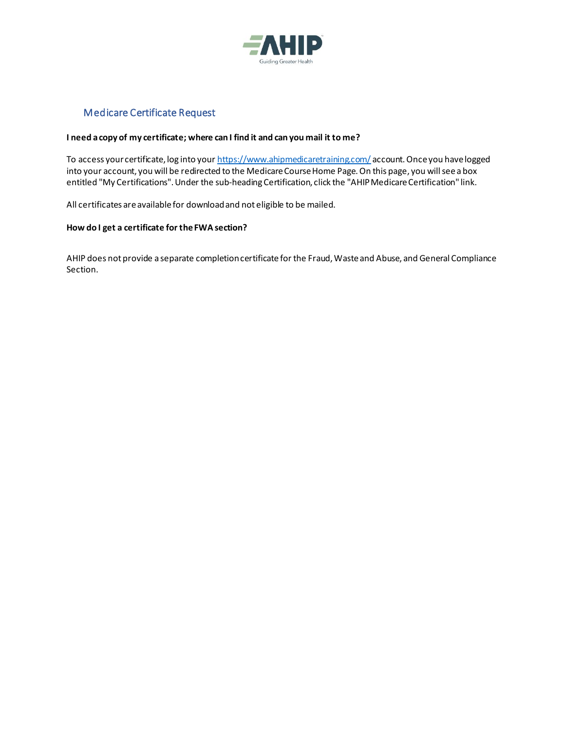## Medicare Certificate Request

**I need a copy of my certificate; where can I find it and can you mail it to me?**

To access your certificate, log into your [https://www.ahipmedicaretraining.com/](https://www.ahipmedicaretraining.com/) account. Once you have logged into your account, you will be redirected to the Medicare Course Home Page. On this page, you will see a box entitled "My Certifications". Under the sub-heading Certification, click the "AHIP Medicare Certification" link.

All certificates are available for download and not eligible to be mailed.

**How do I get a certificate for the FWA section?**

AHIP does not provide a separate completion certificate for the Fraud, Waste and Abuse, and General Compliance Section.